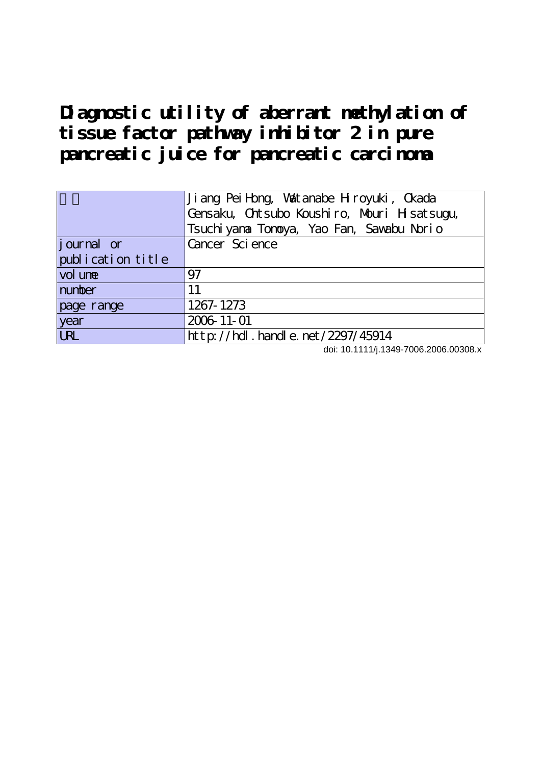# Diagnostic utility of aberrant methylation of tissue factor pathway inhibitor 2 in pure pancreatic juice for pancreatic carcinoma

| 著者 | Jiang PeiHong, Watanabe Hiroyuki, Okada Gensaku, Ohtsubo Koushiro, Mouri Hisatsugu, Tsuchiyama Tomoya, Yao Fan, Sawabu Norio |
| --- | --- |
| journal or publication title | Cancer Science |
| volume | 97 |
| number | 11 |
| page range | 1267-1273 |
| year | 2006-11-01 |
| URL | http://hdl.handle.net/2297/45914 |

doi: 10.1111/j.1349-7006.2006.00308.x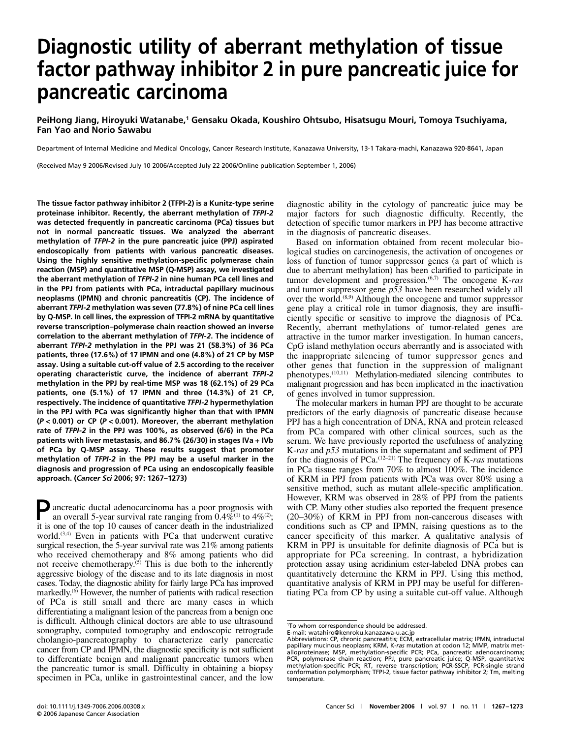# Diagnostic utility of aberrant methylation of tissue factor pathway inhibitor 2 in pure pancreatic juice for pancreatic carcinoma

**PeiHong Jiang, Hiroyuki Watanabe,[1] Gensaku Okada, Koushiro Ohtsubo, Hisatsugu Mouri, Tomoya Tsuchiyama, Fan Yao and Norio Sawabu**

Department of Internal Medicine and Medical Oncology, Cancer Research Institute, Kanazawa University, 13-1 Takara-machi, Kanazawa 920-8641, Japan

(Received May 9 2006/Revised July 10 2006/Accepted July 22 2006/Online publication September 1, 2006)

**The tissue factor pathway inhibitor 2 (TFPI-2) is a Kunitz-type serine proteinase inhibitor. Recently, the aberrant methylation of *TFPI-2* was detected frequently in pancreatic carcinoma (PCa) tissues but not in normal pancreatic tissues. We analyzed the aberrant methylation of *TFPI-2* in the pure pancreatic juice (PPJ) aspirated endoscopically from patients with various pancreatic diseases. Using the highly sensitive methylation-specific polymerase chain reaction (MSP) and quantitative MSP (Q-MSP) assay, we investigated the aberrant methylation of *TFPI-2* in nine human PCa cell lines and in the PPJ from patients with PCa, intraductal papillary mucinous neoplasms (IPMN) and chronic pancreatitis (CP). The incidence of aberrant *TFPI-2* methylation was seven (77.8%) of nine PCa cell lines by Q-MSP. In cell lines, the expression of TFPI-2 mRNA by quantitative reverse transcription–polymerase chain reaction showed an inverse correlation to the aberrant methylation of *TFPI-2*. The incidence of aberrant *TFPI-2* methylation in the PPJ was 21 (58.3%) of 36 PCa patients, three (17.6%) of 17 IPMN and one (4.8%) of 21 CP by MSP assay. Using a suitable cut-off value of 2.5 according to the receiver operating characteristic curve, the incidence of aberrant *TFPI-2* methylation in the PPJ by real-time MSP was 18 (62.1%) of 29 PCa patients, one (5.1%) of 17 IPMN and three (14.3%) of 21 CP, respectively. The incidence of quantitative *TFPI-2* hypermethylation in the PPJ with PCa was significantly higher than that with IPMN ($P < 0.001$) or CP ($P < 0.001$). Moreover, the aberrant methylation rate of *TFPI-2* in the PPJ was 100%, as observed (6/6) in the PCa patients with liver metastasis, and 86.7% (26/30) in stages IVa + IVb of PCa by Q-MSP assay. These results suggest that promoter methylation of *TFPI-2* in the PPJ may be a useful marker in the diagnosis and progression of PCa using an endoscopically feasible approach. (*Cancer Sci* 2006; 97: 1267–1273)**

Pancreatic ductal adenocarcinoma has a poor prognosis with an overall 5-year survival rate ranging from 0.4%[1] to 4%[2]; it is one of the top 10 causes of cancer death in the industrialized world.[3,4] Even in patients with PCa that underwent curative surgical resection, the 5-year survival rate was 21% among patients who received chemotherapy and 8% among patients who did not receive chemotherapy.[5] This is due both to the inherently aggressive biology of the disease and to its late diagnosis in most cases. Today, the diagnostic ability for fairly large PCa has improved markedly.[6] However, the number of patients with radical resection of PCa is still small and there are many cases in which differentiating a malignant lesion of the pancreas from a benign one is difficult. Although clinical doctors are able to use ultrasound sonography, computed tomography and endoscopic retrograde cholangio-pancreatography to characterize early pancreatic cancer from CP and IPMN, the diagnostic specificity is not sufficient to differentiate benign and malignant pancreatic tumors when the pancreatic tumor is small. Difficulty in obtaining a biopsy specimen in PCa, unlike in gastrointestinal cancer, and the low diagnostic ability in the cytology of pancreatic juice may be major factors for such diagnostic difficulty. Recently, the detection of specific tumor markers in PPJ has become attractive in the diagnosis of pancreatic diseases.

Based on information obtained from recent molecular biological studies on carcinogenesis, the activation of oncogenes or loss of function of tumor suppressor genes (a part of which is due to aberrant methylation) has been clarified to participate in tumor development and progression.[6,7] The oncogene K-*ras* and tumor suppressor gene *p53* have been researched widely all over the world.[8,9] Although the oncogene and tumor suppressor gene play a critical role in tumor diagnosis, they are insufficiently specific or sensitive to improve the diagnosis of PCa. Recently, aberrant methylations of tumor-related genes are attractive in the tumor marker investigation. In human cancers, CpG island methylation occurs aberrantly and is associated with the inappropriate silencing of tumor suppressor genes and other genes that function in the suppression of malignant phenotypes.[10,11] Methylation-mediated silencing contributes to malignant progression and has been implicated in the inactivation of genes involved in tumor suppression.

The molecular markers in human PPJ are thought to be accurate predictors of the early diagnosis of pancreatic disease because PPJ has a high concentration of DNA, RNA and protein released from PCa compared with other clinical sources, such as the serum. We have previously reported the usefulness of analyzing K-*ras* and *p53* mutations in the supernatant and sediment of PPJ for the diagnosis of PCa.[12–21] The frequency of K-*ras* mutations in PCa tissue ranges from 70% to almost 100%. The incidence of KRM in PPJ from patients with PCa was over 80% using a sensitive method, such as mutant allele-specific amplification. However, KRM was observed in 28% of PPJ from the patients with CP. Many other studies also reported the frequent presence (20–30%) of KRM in PPJ from non-cancerous diseases with conditions such as CP and IPMN, raising questions as to the cancer specificity of this marker. A qualitative analysis of KRM in PPJ is unsuitable for definite diagnosis of PCa but is appropriate for PCa screening. In contrast, a hybridization protection assay using acridinium ester-labeled DNA probes can quantitatively determine the KRM in PPJ. Using this method, quantitative analysis of KRM in PPJ may be useful for differentiating PCa from CP by using a suitable cut-off value. Although

[1]To whom correspondence should be addressed.
E-mail: watahiro@kenroku.kanazawa-u.ac.jp
Abbreviations: CP, chronic pancreatitis; ECM, extracellular matrix; IPMN, intraductal papillary mucinous neoplasm; KRM, K-*ras* mutation at codon 12; MMP, matrix metalloproteinase; MSP, methylation-specific PCR; PCa, pancreatic adenocarcinoma; PCR, polymerase chain reaction; PPJ, pure pancreatic juice; Q-MSP, quantitative methylation-specific PCR; RT, reverse transcription; PCR-SSCP, PCR-single strand conformation polymorphism; TFPI-2, tissue factor pathway inhibitor 2; Tm, melting temperature.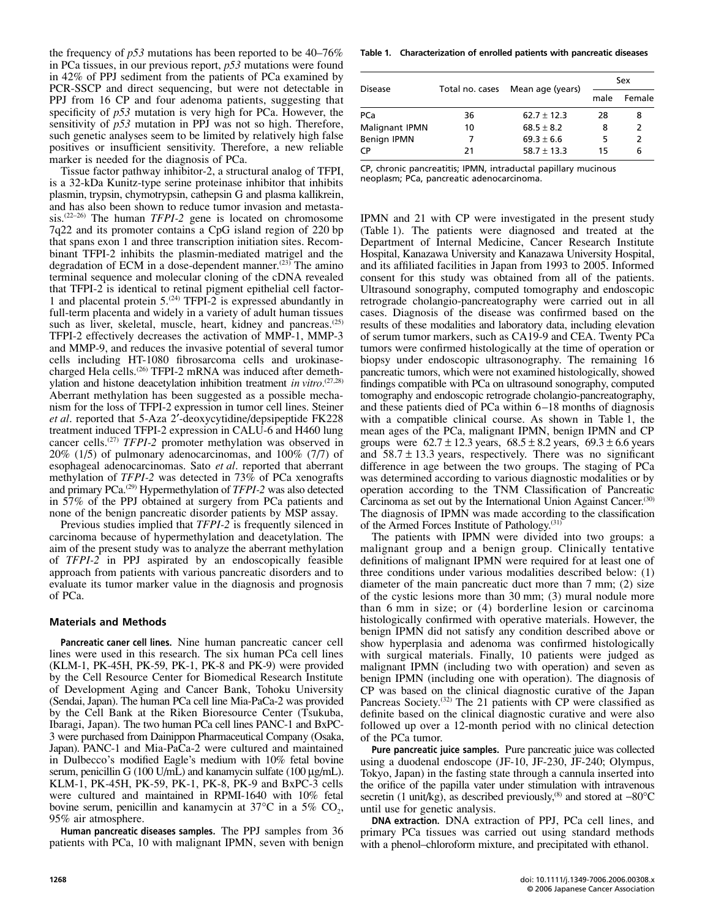the frequency of *p53* mutations has been reported to be 40–76% in PCa tissues, in our previous report, *p53* mutations were found in 42% of PPJ sediment from the patients of PCa examined by PCR-SSCP and direct sequencing, but were not detectable in PPJ from 16 CP and four adenoma patients, suggesting that specificity of *p53* mutation is very high for PCa. However, the sensitivity of *p53* mutation in PPJ was not so high. Therefore, such genetic analyses seem to be limited by relatively high false positives or insufficient sensitivity. Therefore, a new reliable marker is needed for the diagnosis of PCa.

Tissue factor pathway inhibitor-2, a structural analog of TFPI, is a 32-kDa Kunitz-type serine proteinase inhibitor that inhibits plasmin, trypsin, chymotrypsin, cathepsin G and plasma kallikrein, and has also been shown to reduce tumor invasion and metastasis.[22–26] The human *TFPI-2* gene is located on chromosome 7q22 and its promoter contains a CpG island region of 220 bp that spans exon 1 and three transcription initiation sites. Recombinant TFPI-2 inhibits the plasmin-mediated matrigel and the degradation of ECM in a dose-dependent manner.[23] The amino terminal sequence and molecular cloning of the cDNA revealed that TFPI-2 is identical to retinal pigment epithelial cell factor-1 and placental protein 5.[24] TFPI-2 is expressed abundantly in full-term placenta and widely in a variety of adult human tissues such as liver, skeletal, muscle, heart, kidney and pancreas.[25] TFPI-2 effectively decreases the activation of MMP-1, MMP-3 and MMP-9, and reduces the invasive potential of several tumor cells including HT-1080 fibrosarcoma cells and urokinase-charged Hela cells.[26] TFPI-2 mRNA was induced after demethylation and histone deacetylation inhibition treatment *in vitro*.[27,28] Aberrant methylation has been suggested as a possible mechanism for the loss of TFPI-2 expression in tumor cell lines. Steiner *et al*. reported that 5-Aza 2′-deoxycytidine/depsipeptide FK228 treatment induced TFPI-2 expression in CALU-6 and H460 lung cancer cells.[27] *TFPI-2* promoter methylation was observed in 20% (1/5) of pulmonary adenocarcinomas, and 100% (7/7) of esophageal adenocarcinomas. Sato *et al*. reported that aberrant methylation of *TFPI-2* was detected in 73% of PCa xenografts and primary PCa.[29] Hypermethylation of *TFPI-2* was also detected in 57% of the PPJ obtained at surgery from PCa patients and none of the benign pancreatic disorder patients by MSP assay.

Previous studies implied that *TFPI-2* is frequently silenced in carcinoma because of hypermethylation and deacetylation. The aim of the present study was to analyze the aberrant methylation of *TFPI-2* in PPJ aspirated by an endoscopically feasible approach from patients with various pancreatic disorders and to evaluate its tumor marker value in the diagnosis and prognosis of PCa.

## Materials and Methods

**Pancreatic caner cell lines.** Nine human pancreatic cancer cell lines were used in this research. The six human PCa cell lines (KLM-1, PK-45H, PK-59, PK-1, PK-8 and PK-9) were provided by the Cell Resource Center for Biomedical Research Institute of Development Aging and Cancer Bank, Tohoku University (Sendai, Japan). The human PCa cell line Mia-PaCa-2 was provided by the Cell Bank at the Riken Bioresource Center (Tsukuba, Ibaragi, Japan). The two human PCa cell lines PANC-1 and BxPC-3 were purchased from Dainippon Pharmaceutical Company (Osaka, Japan). PANC-1 and Mia-PaCa-2 were cultured and maintained in Dulbecco's modified Eagle's medium with 10% fetal bovine serum, penicillin G (100 U/mL) and kanamycin sulfate (100 µg/mL). KLM-1, PK-45H, PK-59, PK-1, PK-8, PK-9 and BxPC-3 cells were cultured and maintained in RPMI-1640 with 10% fetal bovine serum, penicillin and kanamycin at 37°C in a 5% $CO_2$, 95% air atmosphere.

**Human pancreatic diseases samples.** The PPJ samples from 36 patients with PCa, 10 with malignant IPMN, seven with benign IPMN and 21 with CP were investigated in the present study (Table 1). The patients were diagnosed and treated at the Department of Internal Medicine, Cancer Research Institute Hospital, Kanazawa University and Kanazawa University Hospital, and its affiliated facilities in Japan from 1993 to 2005. Informed consent for this study was obtained from all of the patients. Ultrasound sonography, computed tomography and endoscopic retrograde cholangio-pancreatography were carried out in all cases. Diagnosis of the disease was confirmed based on the results of these modalities and laboratory data, including elevation of serum tumor markers, such as CA19-9 and CEA. Twenty PCa tumors were confirmed histologically at the time of operation or biopsy under endoscopic ultrasonography. The remaining 16 pancreatic tumors, which were not examined histologically, showed findings compatible with PCa on ultrasound sonography, computed tomography and endoscopic retrograde cholangio-pancreatography, and these patients died of PCa within 6–18 months of diagnosis with a compatible clinical course. As shown in Table 1, the mean ages of the PCa, malignant IPMN, benign IPMN and CP groups were $62.7 \pm 12.3$ years, $68.5 \pm 8.2$ years, $69.3 \pm 6.6$ years and $58.7 \pm 13.3$ years, respectively. There was no significant difference in age between the two groups. The staging of PCa was determined according to various diagnostic modalities or by operation according to the TNM Classification of Pancreatic Carcinoma as set out by the International Union Against Cancer.[30] The diagnosis of IPMN was made according to the classification of the Armed Forces Institute of Pathology.[31]

The patients with IPMN were divided into two groups: a malignant group and a benign group. Clinically tentative definitions of malignant IPMN were required for at least one of three conditions under various modalities described below: (1) diameter of the main pancreatic duct more than 7 mm; (2) size of the cystic lesions more than 30 mm; (3) mural nodule more than 6 mm in size; or (4) borderline lesion or carcinoma histologically confirmed with operative materials. However, the benign IPMN did not satisfy any condition described above or show hyperplasia and adenoma was confirmed histologically with surgical materials. Finally, 10 patients were judged as malignant IPMN (including two with operation) and seven as benign IPMN (including one with operation). The diagnosis of CP was based on the clinical diagnostic curative of the Japan Pancreas Society.[32] The 21 patients with CP were classified as definite based on the clinical diagnostic curative and were also followed up over a 12-month period with no clinical detection of the PCa tumor.

**Table 1. Characterization of enrolled patients with pancreatic diseases**

| Disease | Total no. cases | Mean age (years) | Sex | |
|---|---|---|---|---|
| | | | male | Female |
| PCa | 36 | $62.7 \pm 12.3$ | 28 | 8 |
| Malignant IPMN | 10 | $68.5 \pm 8.2$ | 8 | 2 |
| Benign IPMN | 7 | $69.3 \pm 6.6$ | 5 | 2 |
| CP | 21 | $58.7 \pm 13.3$ | 15 | 6 |

CP, chronic pancreatitis; IPMN, intraductal papillary mucinous neoplasm; PCa, pancreatic adenocarcinoma.

**Pure pancreatic juice samples.** Pure pancreatic juice was collected using a duodenal endoscope (JF-10, JF-230, JF-240; Olympus, Tokyo, Japan) in the fasting state through a cannula inserted into the orifice of the papilla vater under stimulation with intravenous secretin (1 unit/kg), as described previously,[8] and stored at −80°C until use for genetic analysis.

**DNA extraction.** DNA extraction of PPJ, PCa cell lines, and primary PCa tissues was carried out using standard methods with a phenol–chloroform mixture, and precipitated with ethanol.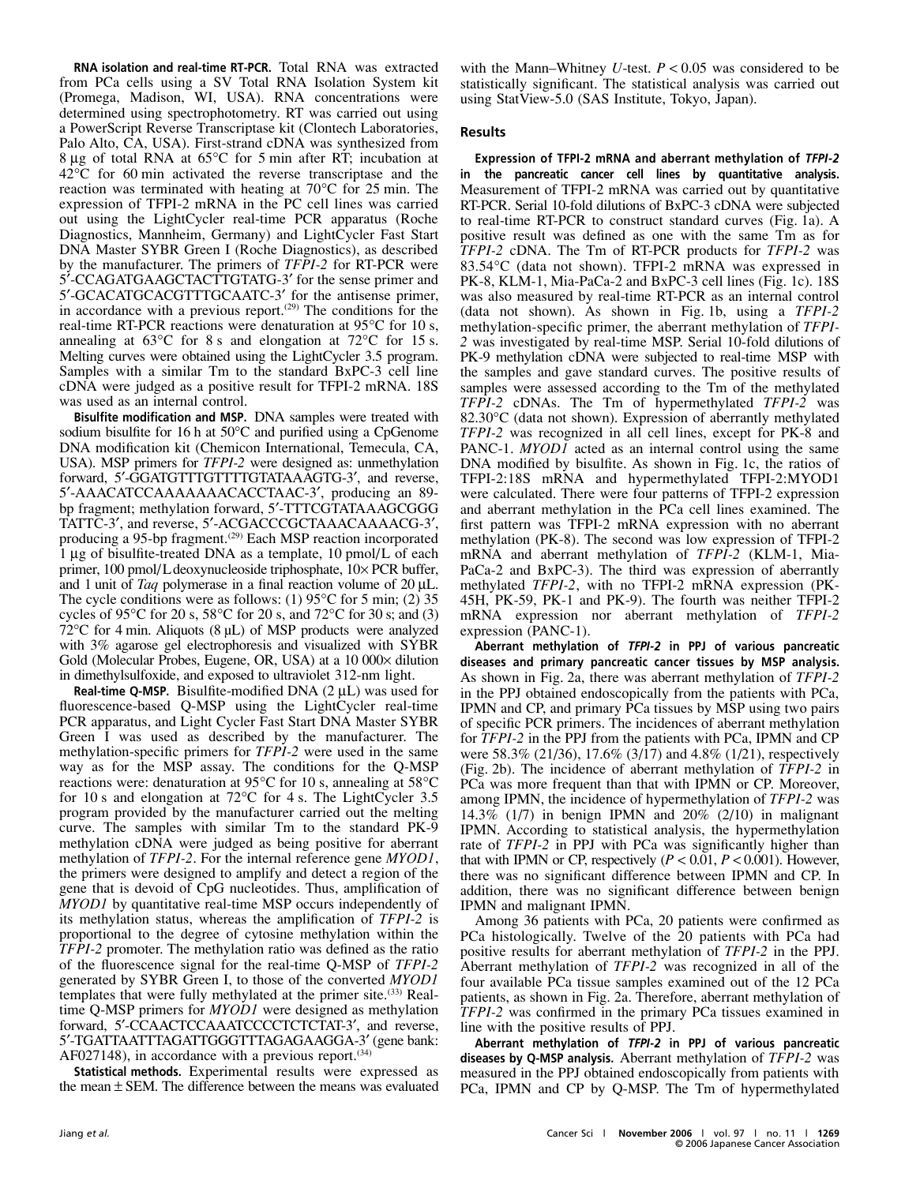**RNA isolation and real-time RT-PCR.** Total RNA was extracted from PCa cells using a SV Total RNA Isolation System kit (Promega, Madison, WI, USA). RNA concentrations were determined using spectrophotometry. RT was carried out using a PowerScript Reverse Transcriptase kit (Clontech Laboratories, Palo Alto, CA, USA). First-strand cDNA was synthesized from 8 µg of total RNA at 65°C for 5 min after RT; incubation at 42°C for 60 min activated the reverse transcriptase and the reaction was terminated with heating at 70°C for 25 min. The expression of TFPI-2 mRNA in the PC cell lines was carried out using the LightCycler real-time PCR apparatus (Roche Diagnostics, Mannheim, Germany) and LightCycler Fast Start DNA Master SYBR Green I (Roche Diagnostics), as described by the manufacturer. The primers of *TFPI-2* for RT-PCR were 5′-CCAGATGAAGCTACTTGTATG-3′ for the sense primer and 5′-GCACATGCACGTTTGCAATC-3′ for the antisense primer, in accordance with a previous report.[29] The conditions for the real-time RT-PCR reactions were denaturation at 95°C for 10 s, annealing at 63°C for 8 s and elongation at 72°C for 15 s. Melting curves were obtained using the LightCycler 3.5 program. Samples with a similar Tm to the standard BxPC-3 cell line cDNA were judged as a positive result for TFPI-2 mRNA. 18S was used as an internal control.

**Bisulfite modification and MSP.** DNA samples were treated with sodium bisulfite for 16 h at 50°C and purified using a CpGenome DNA modification kit (Chemicon International, Temecula, CA, USA). MSP primers for *TFPI-2* were designed as: unmethylation forward, 5′-GGATGTTTGTTTTGTATAAAGTG-3′, and reverse, 5′-AAACATCCAAAAAAAACACCTAAC-3′, producing an 89-bp fragment; methylation forward, 5′-TTTCGTATAAAGCGGG TATTC-3′, and reverse, 5′-ACGACCCGCTAAACAAAACG-3′, producing a 95-bp fragment.[29] Each MSP reaction incorporated 1 µg of bisulfite-treated DNA as a template, 10 pmol/L of each primer, 100 pmol/L deoxynucleoside triphosphate, 10× PCR buffer, and 1 unit of *Taq* polymerase in a final reaction volume of 20 µL. The cycle conditions were as follows: (1) 95°C for 5 min; (2) 35 cycles of 95°C for 20 s, 58°C for 20 s, and 72°C for 30 s; and (3) 72°C for 4 min. Aliquots (8 µL) of MSP products were analyzed with 3% agarose gel electrophoresis and visualized with SYBR Gold (Molecular Probes, Eugene, OR, USA) at a 10 000× dilution in dimethylsulfoxide, and exposed to ultraviolet 312-nm light.

**Real-time Q-MSP.** Bisulfite-modified DNA (2 µL) was used for fluorescence-based Q-MSP using the LightCycler real-time PCR apparatus, and Light Cycler Fast Start DNA Master SYBR Green I was used as described by the manufacturer. The methylation-specific primers for *TFPI-2* were used in the same way as for the MSP assay. The conditions for the Q-MSP reactions were: denaturation at 95°C for 10 s, annealing at 58°C for 10 s and elongation at 72°C for 4 s. The LightCycler 3.5 program provided by the manufacturer carried out the melting curve. The samples with similar Tm to the standard PK-9 methylation cDNA were judged as being positive for aberrant methylation of *TFPI-2*. For the internal reference gene *MYOD1*, the primers were designed to amplify and detect a region of the gene that is devoid of CpG nucleotides. Thus, amplification of *MYOD1* by quantitative real-time MSP occurs independently of its methylation status, whereas the amplification of *TFPI-2* is proportional to the degree of cytosine methylation within the *TFPI-2* promoter. The methylation ratio was defined as the ratio of the fluorescence signal for the real-time Q-MSP of *TFPI-2* generated by SYBR Green I, to those of the converted *MYOD1* templates that were fully methylated at the primer site.[33] Real-time Q-MSP primers for *MYOD1* were designed as methylation forward, 5′-CCAACTCCAAATCCCCTCTCTAT-3′, and reverse, 5′-TGATTAATTTAGATTGGGTTTAGAGAAGGA-3′ (gene bank: AF027148), in accordance with a previous report.[34]

**Statistical methods.** Experimental results were expressed as the mean ± SEM. The difference between the means was evaluated with the Mann–Whitney *U*-test. $P < 0.05$ was considered to be statistically significant. The statistical analysis was carried out using StatView-5.0 (SAS Institute, Tokyo, Japan).

## Results

**Expression of TFPI-2 mRNA and aberrant methylation of *TFPI-2* in the pancreatic cancer cell lines by quantitative analysis.** Measurement of TFPI-2 mRNA was carried out by quantitative RT-PCR. Serial 10-fold dilutions of BxPC-3 cDNA were subjected to real-time RT-PCR to construct standard curves (Fig. 1a). A positive result was defined as one with the same Tm as for *TFPI-2* cDNA. The Tm of RT-PCR products for *TFPI-2* was 83.54°C (data not shown). TFPI-2 mRNA was expressed in PK-8, KLM-1, Mia-PaCa-2 and BxPC-3 cell lines (Fig. 1c). 18S was also measured by real-time RT-PCR as an internal control (data not shown). As shown in Fig. 1b, using a *TFPI-2* methylation-specific primer, the aberrant methylation of *TFPI-2* was investigated by real-time MSP. Serial 10-fold dilutions of PK-9 methylation cDNA were subjected to real-time MSP with the samples and gave standard curves. The positive results of samples were assessed according to the Tm of the methylated *TFPI-2* cDNAs. The Tm of hypermethylated *TFPI-2* was 82.30°C (data not shown). Expression of aberrantly methylated *TFPI-2* was recognized in all cell lines, except for PK-8 and PANC-1. *MYOD1* acted as an internal control using the same DNA modified by bisulfite. As shown in Fig. 1c, the ratios of TFPI-2:18S mRNA and hypermethylated TFPI-2:MYOD1 were calculated. There were four patterns of TFPI-2 expression and aberrant methylation in the PCa cell lines examined. The first pattern was TFPI-2 mRNA expression with no aberrant methylation (PK-8). The second was low expression of TFPI-2 mRNA and aberrant methylation of *TFPI-2* (KLM-1, Mia-PaCa-2 and BxPC-3). The third was expression of aberrantly methylated *TFPI-2*, with no TFPI-2 mRNA expression (PK-45H, PK-59, PK-1 and PK-9). The fourth was neither TFPI-2 mRNA expression nor aberrant methylation of *TFPI-2* expression (PANC-1).

**Aberrant methylation of *TFPI-2* in PPJ of various pancreatic diseases and primary pancreatic cancer tissues by MSP analysis.** As shown in Fig. 2a, there was aberrant methylation of *TFPI-2* in the PPJ obtained endoscopically from the patients with PCa, IPMN and CP, and primary PCa tissues by MSP using two pairs of specific PCR primers. The incidences of aberrant methylation for *TFPI-2* in the PPJ from the patients with PCa, IPMN and CP were 58.3% (21/36), 17.6% (3/17) and 4.8% (1/21), respectively (Fig. 2b). The incidence of aberrant methylation of *TFPI-2* in PCa was more frequent than that with IPMN or CP. Moreover, among IPMN, the incidence of hypermethylation of *TFPI-2* was 14.3% (1/7) in benign IPMN and 20% (2/10) in malignant IPMN. According to statistical analysis, the hypermethylation rate of *TFPI-2* in PPJ with PCa was significantly higher than that with IPMN or CP, respectively ($P < 0.01$, $P < 0.001$). However, there was no significant difference between IPMN and CP. In addition, there was no significant difference between benign IPMN and malignant IPMN.

Among 36 patients with PCa, 20 patients were confirmed as PCa histologically. Twelve of the 20 patients with PCa had positive results for aberrant methylation of *TFPI-2* in the PPJ. Aberrant methylation of *TFPI-2* was recognized in all of the four available PCa tissue samples examined out of the 12 PCa patients, as shown in Fig. 2a. Therefore, aberrant methylation of *TFPI-2* was confirmed in the primary PCa tissues examined in line with the positive results of PPJ.

**Aberrant methylation of *TFPI-2* in PPJ of various pancreatic diseases by Q-MSP analysis.** Aberrant methylation of *TFPI-2* was measured in the PPJ obtained endoscopically from patients with PCa, IPMN and CP by Q-MSP. The Tm of hypermethylated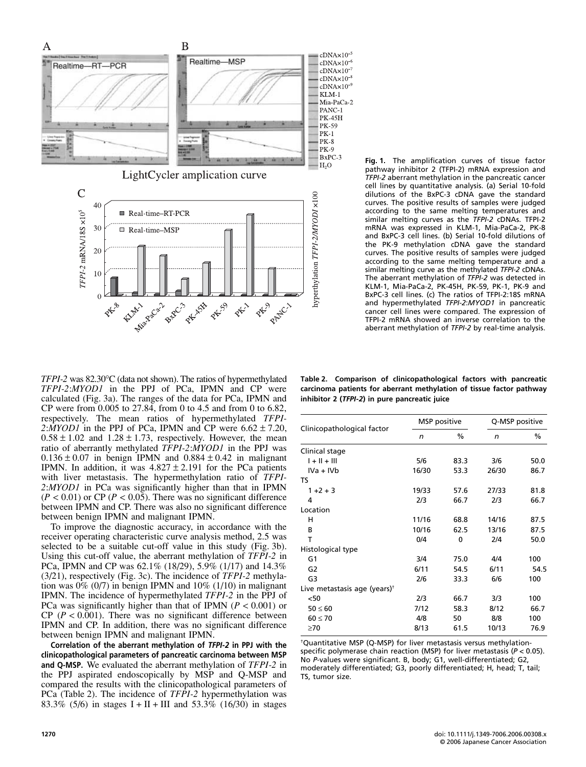Fig. 1. The amplification curves of tissue factor pathway inhibitor 2 (TFPI-2) mRNA expression and *TFPI-2* aberrant methylation in the pancreatic cancer cell lines by quantitative analysis. (a) Serial 10-fold dilutions of the BxPC-3 cDNA gave the standard curves. The positive results of samples were judged according to the same melting temperatures and similar melting curves as the *TFPI-2* cDNAs. TFPI-2 mRNA was expressed in KLM-1, Mia-PaCa-2, PK-8 and BxPC-3 cell lines. (b) Serial 10-fold dilutions of the PK-9 methylation cDNA gave the standard curves. The positive results of samples were judged according to the same melting temperature and a similar melting curve as the methylated *TFPI-2* cDNAs. The aberrant methylation of *TFPI-2* was detected in KLM-1, Mia-PaCa-2, PK-45H, PK-59, PK-1, PK-9 and BxPC-3 cell lines. (c) The ratios of TFPI-2:18S mRNA and hypermethylated *TFPI-2:MYOD1* in pancreatic cancer cell lines were compared. The expression of TFPI-2 mRNA showed an inverse correlation to the aberrant methylation of *TFPI-2* by real-time analysis.

*TFPI-2* was 82.30°C (data not shown). The ratios of hypermethylated *TFPI-2*:*MYOD1* in the PPJ of PCa, IPMN and CP were calculated (Fig. 3a). The ranges of the data for PCa, IPMN and CP were from 0.005 to 27.84, from 0 to 4.5 and from 0 to 6.82, respectively. The mean ratios of hypermethylated *TFPI-2*:*MYOD1* in the PPJ of PCa, IPMN and CP were $6.62 \pm 7.20$, $0.58 \pm 1.02$ and $1.28 \pm 1.73$, respectively. However, the mean ratio of aberrantly methylated *TFPI-2*:*MYOD1* in the PPJ was $0.136 \pm 0.07$ in benign IPMN and $0.884 \pm 0.42$ in malignant IPMN. In addition, it was $4.827 \pm 2.191$ for the PCa patients with liver metastasis. The hypermethylation ratio of *TFPI-2*:*MYOD1* in PCa was significantly higher than that in IPMN ($P < 0.01$) or CP ($P < 0.05$). There was no significant difference between IPMN and CP. There was also no significant difference between benign IPMN and malignant IPMN.

To improve the diagnostic accuracy, in accordance with the receiver operating characteristic curve analysis method, 2.5 was selected to be a suitable cut-off value in this study (Fig. 3b). Using this cut-off value, the aberrant methylation of *TFPI-2* in PCa, IPMN and CP was 62.1% (18/29), 5.9% (1/17) and 14.3% (3/21), respectively (Fig. 3c). The incidence of *TFPI-2* methylation was 0% (0/7) in benign IPMN and 10% (1/10) in malignant IPMN. The incidence of hypermethylated *TFPI-2* in the PPJ of PCa was significantly higher than that of IPMN ($P < 0.001$) or CP ($P < 0.001$). There was no significant difference between IPMN and CP. In addition, there was no significant difference between benign IPMN and malignant IPMN.

**Correlation of the aberrant methylation of *TFPI-2* in PPJ with the clinicopathological parameters of pancreatic carcinoma between MSP and Q-MSP.** We evaluated the aberrant methylation of *TFPI-2* in the PPJ aspirated endoscopically by MSP and Q-MSP and compared the results with the clinicopathological parameters of PCa (Table 2). The incidence of *TFPI-2* hypermethylation was 83.3% (5/6) in stages I + II + III and 53.3% (16/30) in stages

**Table 2. Comparison of clinicopathological factors with pancreatic carcinoma patients for aberrant methylation of tissue factor pathway inhibitor 2 (*TFPI-2*) in pure pancreatic juice**

| Clinicopathological factor | MSP positive | | Q-MSP positive | |
|---|---|---|---|---|
| | *n* | % | *n* | % |
| Clinical stage | | | | |
| I + II + III | 5/6 | 83.3 | 3/6 | 50.0 |
| IVa + IVb | 16/30 | 53.3 | 26/30 | 86.7 |
| TS | | | | |
| 1 +2 + 3 | 19/33 | 57.6 | 27/33 | 81.8 |
| 4 | 2/3 | 66.7 | 2/3 | 66.7 |
| Location | | | | |
| H | 11/16 | 68.8 | 14/16 | 87.5 |
| B | 10/16 | 62.5 | 13/16 | 87.5 |
| T | 0/4 | 0 | 2/4 | 50.0 |
| Histological type | | | | |
| G1 | 3/4 | 75.0 | 4/4 | 100 |
| G2 | 6/11 | 54.5 | 6/11 | 54.5 |
| G3 | 2/6 | 33.3 | 6/6 | 100 |
| Live metastasis age (years)[†] | | | | |
| <50 | 2/3 | 66.7 | 3/3 | 100 |
| 50 ≤ 60 | 7/12 | 58.3 | 8/12 | 66.7 |
| 60 ≤ 70 | 4/8 | 50 | 8/8 | 100 |
| ≥70 | 8/13 | 61.5 | 10/13 | 76.9 |

[†]Quantitative MSP (Q-MSP) for liver metastasis versus methylation-specific polymerase chain reaction (MSP) for liver metastasis ($P < 0.05$). No *P*-values were significant. B, body; G1, well-differentiated; G2, moderately differentiated; G3, poorly differentiated; H, head; T, tail; TS, tumor size.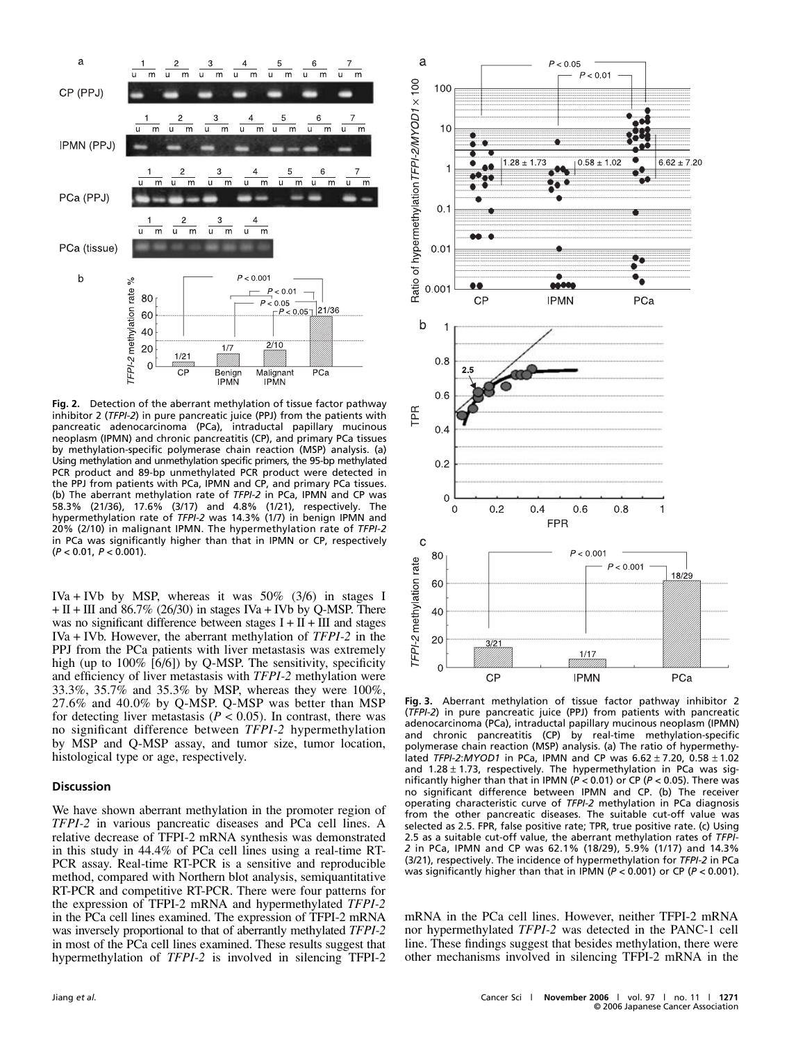**Fig. 2.** Detection of the aberrant methylation of tissue factor pathway inhibitor 2 (*TFPI-2*) in pure pancreatic juice (PPJ) from the patients with pancreatic adenocarcinoma (PCa), intraductal papillary mucinous neoplasm (IPMN) and chronic pancreatitis (CP), and primary PCa tissues by methylation-specific polymerase chain reaction (MSP) analysis. (a) Using methylation and unmethylation specific primers, the 95-bp methylated PCR product and 89-bp unmethylated PCR product were detected in the PPJ from patients with PCa, IPMN and CP, and primary PCa tissues. (b) The aberrant methylation rate of *TFPI-2* in PCa, IPMN and CP was 58.3% (21/36), 17.6% (3/17) and 4.8% (1/21), respectively. The hypermethylation rate of *TFPI-2* was 14.3% (1/7) in benign IPMN and 20% (2/10) in malignant IPMN. The hypermethylation rate of *TFPI-2* in PCa was significantly higher than that in IPMN or CP, respectively ($P < 0.01$, $P < 0.001$).

IVa + IVb by MSP, whereas it was 50% (3/6) in stages I + II + III and 86.7% (26/30) in stages IVa + IVb by Q-MSP. There was no significant difference between stages I + II + III and stages IVa + IVb. However, the aberrant methylation of *TFPI-2* in the PPJ from the PCa patients with liver metastasis was extremely high (up to 100% [6/6]) by Q-MSP. The sensitivity, specificity and efficiency of liver metastasis with *TFPI-2* methylation were 33.3%, 35.7% and 35.3% by MSP, whereas they were 100%, 27.6% and 40.0% by Q-MSP. Q-MSP was better than MSP for detecting liver metastasis ($P < 0.05$). In contrast, there was no significant difference between *TFPI-2* hypermethylation by MSP and Q-MSP assay, and tumor size, tumor location, histological type or age, respectively.

## Discussion

We have shown aberrant methylation in the promoter region of *TFPI-2* in various pancreatic diseases and PCa cell lines. A relative decrease of TFPI-2 mRNA synthesis was demonstrated in this study in 44.4% of PCa cell lines using a real-time RT-PCR assay. Real-time RT-PCR is a sensitive and reproducible method, compared with Northern blot analysis, semiquantitative RT-PCR and competitive RT-PCR. There were four patterns for the expression of TFPI-2 mRNA and hypermethylated *TFPI-2* in the PCa cell lines examined. The expression of TFPI-2 mRNA was inversely proportional to that of aberrantly methylated *TFPI-2* in most of the PCa cell lines examined. These results suggest that hypermethylation of *TFPI-2* is involved in silencing TFPI-2 mRNA in the PCa cell lines. However, neither TFPI-2 mRNA nor hypermethylated *TFPI-2* was detected in the PANC-1 cell line. These findings suggest that besides methylation, there were other mechanisms involved in silencing TFPI-2 mRNA in the

**Fig. 3.** Aberrant methylation of tissue factor pathway inhibitor 2 (*TFPI-2*) in pure pancreatic juice (PPJ) from patients with pancreatic adenocarcinoma (PCa), intraductal papillary mucinous neoplasm (IPMN) and chronic pancreatitis (CP) by real-time methylation-specific polymerase chain reaction (MSP) analysis. (a) The ratio of hypermethylated *TFPI-2*:*MYOD1* in PCa, IPMN and CP was $6.62 \pm 7.20$, $0.58 \pm 1.02$ and $1.28 \pm 1.73$, respectively. The hypermethylation in PCa was significantly higher than that in IPMN ($P < 0.01$) or CP ($P < 0.05$). There was no significant difference between IPMN and CP. (b) The receiver operating characteristic curve of *TFPI-2* methylation in PCa diagnosis from the other pancreatic diseases. The suitable cut-off value was selected as 2.5. FPR, false positive rate; TPR, true positive rate. (c) Using 2.5 as a suitable cut-off value, the aberrant methylation rates of *TFPI-2* in PCa, IPMN and CP was 62.1% (18/29), 5.9% (1/17) and 14.3% (3/21), respectively. The incidence of hypermethylation for *TFPI-2* in PCa was significantly higher than that in IPMN ($P < 0.001$) or CP ($P < 0.001$).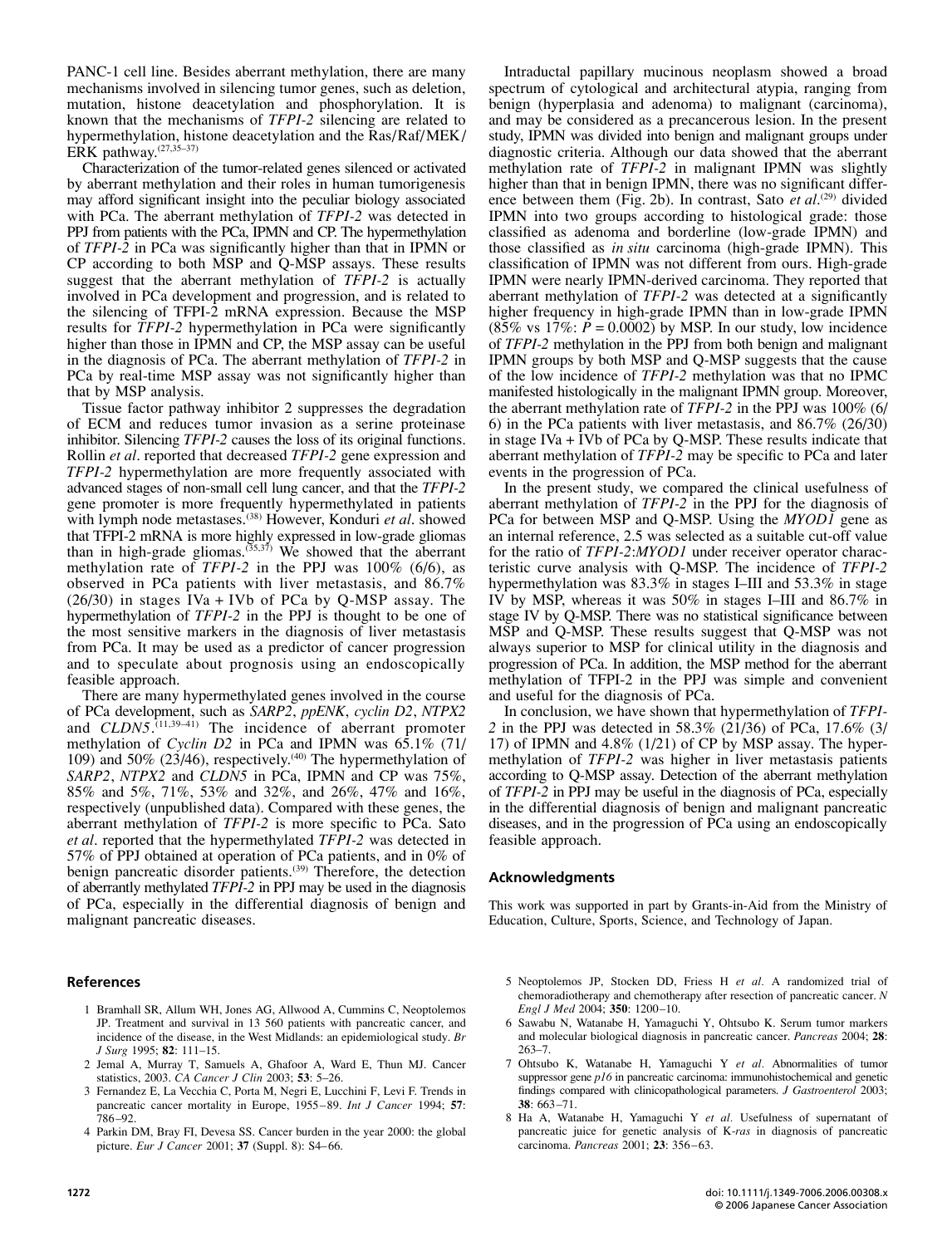PANC-1 cell line. Besides aberrant methylation, there are many mechanisms involved in silencing tumor genes, such as deletion, mutation, histone deacetylation and phosphorylation. It is known that the mechanisms of *TFPI-2* silencing are related to hypermethylation, histone deacetylation and the Ras/Raf/MEK/ERK pathway.[27,35–37]

Characterization of the tumor-related genes silenced or activated by aberrant methylation and their roles in human tumorigenesis may afford significant insight into the peculiar biology associated with PCa. The aberrant methylation of *TFPI-2* was detected in PPJ from patients with the PCa, IPMN and CP. The hypermethylation of *TFPI-2* in PCa was significantly higher than that in IPMN or CP according to both MSP and Q-MSP assays. These results suggest that the aberrant methylation of *TFPI-2* is actually involved in PCa development and progression, and is related to the silencing of TFPI-2 mRNA expression. Because the MSP results for *TFPI-2* hypermethylation in PCa were significantly higher than those in IPMN and CP, the MSP assay can be useful in the diagnosis of PCa. The aberrant methylation of *TFPI-2* in PCa by real-time MSP assay was not significantly higher than that by MSP analysis.

Tissue factor pathway inhibitor 2 suppresses the degradation of ECM and reduces tumor invasion as a serine proteinase inhibitor. Silencing *TFPI-2* causes the loss of its original functions. Rollin *et al*. reported that decreased *TFPI-2* gene expression and *TFPI-2* hypermethylation are more frequently associated with advanced stages of non-small cell lung cancer, and that the *TFPI-2* gene promoter is more frequently hypermethylated in patients with lymph node metastases.[38] However, Konduri *et al*. showed that TFPI-2 mRNA is more highly expressed in low-grade gliomas than in high-grade gliomas.[35,37] We showed that the aberrant methylation rate of *TFPI-2* in the PPJ was 100% (6/6), as observed in PCa patients with liver metastasis, and 86.7% (26/30) in stages IVa + IVb of PCa by Q-MSP assay. The hypermethylation of *TFPI-2* in the PPJ is thought to be one of the most sensitive markers in the diagnosis of liver metastasis from PCa. It may be used as a predictor of cancer progression and to speculate about prognosis using an endoscopically feasible approach.

There are many hypermethylated genes involved in the course of PCa development, such as *SARP2*, *ppENK*, *cyclin D2*, *NTPX2* and *CLDN5*.[11,39–41] The incidence of aberrant promoter methylation of *Cyclin D2* in PCa and IPMN was 65.1% (71/109) and 50% (23/46), respectively.[40] The hypermethylation of *SARP2*, *NTPX2* and *CLDN5* in PCa, IPMN and CP was 75%, 85% and 5%, 71%, 53% and 32%, and 26%, 47% and 16%, respectively (unpublished data). Compared with these genes, the aberrant methylation of *TFPI-2* is more specific to PCa. Sato *et al*. reported that the hypermethylated *TFPI-2* was detected in 57% of PPJ obtained at operation of PCa patients, and in 0% of benign pancreatic disorder patients.[39] Therefore, the detection of aberrantly methylated *TFPI-2* in PPJ may be used in the diagnosis of PCa, especially in the differential diagnosis of benign and malignant pancreatic diseases.

Intraductal papillary mucinous neoplasm showed a broad spectrum of cytological and architectural atypia, ranging from benign (hyperplasia and adenoma) to malignant (carcinoma), and may be considered as a precancerous lesion. In the present study, IPMN was divided into benign and malignant groups under diagnostic criteria. Although our data showed that the aberrant methylation rate of *TFPI-2* in malignant IPMN was slightly higher than that in benign IPMN, there was no significant difference between them (Fig. 2b). In contrast, Sato *et al*.[29] divided IPMN into two groups according to histological grade: those classified as adenoma and borderline (low-grade IPMN) and those classified as *in situ* carcinoma (high-grade IPMN). This classification of IPMN was not different from ours. High-grade IPMN were nearly IPMN-derived carcinoma. They reported that aberrant methylation of *TFPI-2* was detected at a significantly higher frequency in high-grade IPMN than in low-grade IPMN (85% vs 17%: $P = 0.0002$) by MSP. In our study, low incidence of *TFPI-2* methylation in the PPJ from both benign and malignant IPMN groups by both MSP and Q-MSP suggests that the cause of the low incidence of *TFPI-2* methylation was that no IPMC manifested histologically in the malignant IPMN group. Moreover, the aberrant methylation rate of *TFPI-2* in the PPJ was 100% (6/6) in the PCa patients with liver metastasis, and 86.7% (26/30) in stage IVa + IVb of PCa by Q-MSP. These results indicate that aberrant methylation of *TFPI-2* may be specific to PCa and later events in the progression of PCa.

In the present study, we compared the clinical usefulness of aberrant methylation of *TFPI-2* in the PPJ for the diagnosis of PCa for between MSP and Q-MSP. Using the *MYOD1* gene as an internal reference, 2.5 was selected as a suitable cut-off value for the ratio of *TFPI-2*:*MYOD1* under receiver operator characteristic curve analysis with Q-MSP. The incidence of *TFPI-2* hypermethylation was 83.3% in stages I–III and 53.3% in stage IV by MSP, whereas it was 50% in stages I–III and 86.7% in stage IV by Q-MSP. There was no statistical significance between MSP and Q-MSP. These results suggest that Q-MSP was not always superior to MSP for clinical utility in the diagnosis and progression of PCa. In addition, the MSP method for the aberrant methylation of TFPI-2 in the PPJ was simple and convenient and useful for the diagnosis of PCa.

In conclusion, we have shown that hypermethylation of *TFPI-2* in the PPJ was detected in 58.3% (21/36) of PCa, 17.6% (3/17) of IPMN and 4.8% (1/21) of CP by MSP assay. The hypermethylation of *TFPI-2* was higher in liver metastasis patients according to Q-MSP assay. Detection of the aberrant methylation of *TFPI-2* in PPJ may be useful in the diagnosis of PCa, especially in the differential diagnosis of benign and malignant pancreatic diseases, and in the progression of PCa using an endoscopically feasible approach.

## Acknowledgments

This work was supported in part by Grants-in-Aid from the Ministry of Education, Culture, Sports, Science, and Technology of Japan.

## References

1 Bramhall SR, Allum WH, Jones AG, Allwood A, Cummins C, Neoptolemos JP. Treatment and survival in 13 560 patients with pancreatic cancer, and incidence of the disease, in the West Midlands: an epidemiological study. *Br J Surg* 1995; **82**: 111–15.

2 Jemal A, Murray T, Samuels A, Ghafoor A, Ward E, Thun MJ. Cancer statistics, 2003. *CA Cancer J Clin* 2003; **53**: 5–26.

3 Fernandez E, La Vecchia C, Porta M, Negri E, Lucchini F, Levi F. Trends in pancreatic cancer mortality in Europe, 1955–89. *Int J Cancer* 1994; **57**: 786–92.

4 Parkin DM, Bray FI, Devesa SS. Cancer burden in the year 2000: the global picture. *Eur J Cancer* 2001; **37** (Suppl. 8): S4–66.

5 Neoptolemos JP, Stocken DD, Friess H *et al*. A randomized trial of chemoradiotherapy and chemotherapy after resection of pancreatic cancer. *N Engl J Med* 2004; **350**: 1200–10.

6 Sawabu N, Watanabe H, Yamaguchi Y, Ohtsubo K. Serum tumor markers and molecular biological diagnosis in pancreatic cancer. *Pancreas* 2004; **28**: 263–7.

7 Ohtsubo K, Watanabe H, Yamaguchi Y *et al*. Abnormalities of tumor suppressor gene *p16* in pancreatic carcinoma: immunohistochemical and genetic findings compared with clinicopathological parameters. *J Gastroenterol* 2003; **38**: 663–71.

8 Ha A, Watanabe H, Yamaguchi Y *et al*. Usefulness of supernatant of pancreatic juice for genetic analysis of K-*ras* in diagnosis of pancreatic carcinoma. *Pancreas* 2001; **23**: 356–63.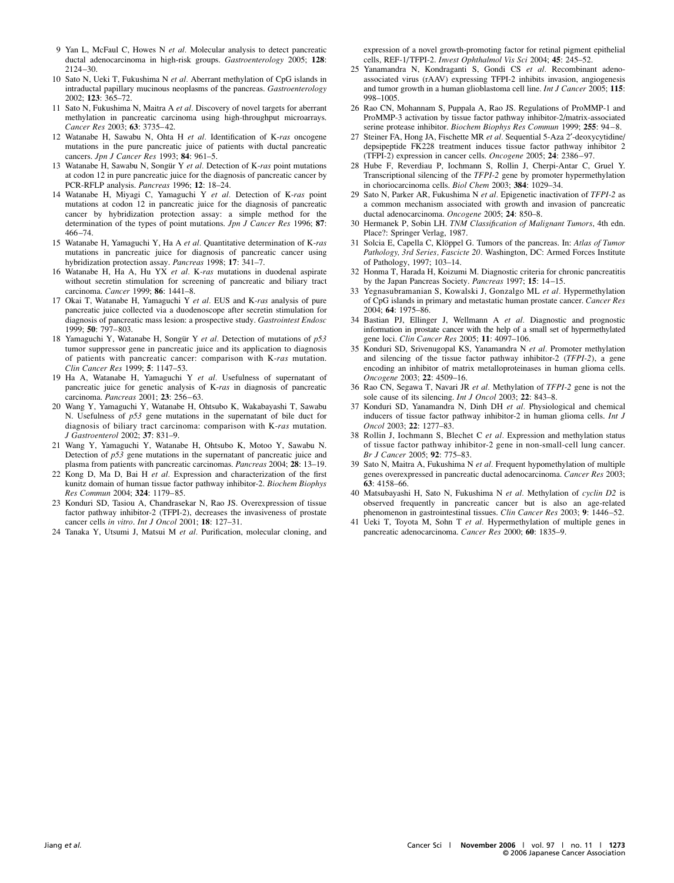9 Yan L, McFaul C, Howes N *et al*. Molecular analysis to detect pancreatic ductal adenocarcinoma in high-risk groups. *Gastroenterology* 2005; **128**: 2124–30.

10 Sato N, Ueki T, Fukushima N *et al*. Aberrant methylation of CpG islands in intraductal papillary mucinous neoplasms of the pancreas. *Gastroenterology* 2002; **123**: 365–72.

11 Sato N, Fukushima N, Maitra A *et al*. Discovery of novel targets for aberrant methylation in pancreatic carcinoma using high-throughput microarrays. *Cancer Res* 2003; **63**: 3735–42.

12 Watanabe H, Sawabu N, Ohta H *et al*. Identification of K-*ras* oncogene mutations in the pure pancreatic juice of patients with ductal pancreatic cancers. *Jpn J Cancer Res* 1993; **84**: 961–5.

13 Watanabe H, Sawabu N, Songür Y *et al*. Detection of K-*ras* point mutations at codon 12 in pure pancreatic juice for the diagnosis of pancreatic cancer by PCR-RFLP analysis. *Pancreas* 1996; **12**: 18–24.

14 Watanabe H, Miyagi C, Yamaguchi Y *et al*. Detection of K-*ras* point mutations at codon 12 in pancreatic juice for the diagnosis of pancreatic cancer by hybridization protection assay: a simple method for the determination of the types of point mutations. *Jpn J Cancer Res* 1996; **87**: 466–74.

15 Watanabe H, Yamaguchi Y, Ha A *et al*. Quantitative determination of K-*ras* mutations in pancreatic juice for diagnosis of pancreatic cancer using hybridization protection assay. *Pancreas* 1998; **17**: 341–7.

16 Watanabe H, Ha A, Hu YX *et al*. K-*ras* mutations in duodenal aspirate without secretin stimulation for screening of pancreatic and biliary tract carcinoma. *Cancer* 1999; **86**: 1441–8.

17 Okai T, Watanabe H, Yamaguchi Y *et al*. EUS and K-*ras* analysis of pure pancreatic juice collected via a duodenoscope after secretin stimulation for diagnosis of pancreatic mass lesion: a prospective study. *Gastrointest Endosc* 1999; **50**: 797–803.

18 Yamaguchi Y, Watanabe H, Songür Y *et al*. Detection of mutations of *p53* tumor suppressor gene in pancreatic juice and its application to diagnosis of patients with pancreatic cancer: comparison with K-*ras* mutation. *Clin Cancer Res* 1999; **5**: 1147–53.

19 Ha A, Watanabe H, Yamaguchi Y *et al*. Usefulness of supernatant of pancreatic juice for genetic analysis of K-*ras* in diagnosis of pancreatic carcinoma. *Pancreas* 2001; **23**: 256–63.

20 Wang Y, Yamaguchi Y, Watanabe H, Ohtsubo K, Wakabayashi T, Sawabu N. Usefulness of *p53* gene mutations in the supernatant of bile duct for diagnosis of biliary tract carcinoma: comparison with K-*ras* mutation. *J Gastroenterol* 2002; **37**: 831–9.

21 Wang Y, Yamaguchi Y, Watanabe H, Ohtsubo K, Motoo Y, Sawabu N. Detection of *p53* gene mutations in the supernatant of pancreatic juice and plasma from patients with pancreatic carcinomas. *Pancreas* 2004; **28**: 13–19.

22 Kong D, Ma D, Bai H *et al*. Expression and characterization of the first kunitz domain of human tissue factor pathway inhibitor-2. *Biochem Biophys Res Commun* 2004; **324**: 1179–85.

23 Konduri SD, Tasiou A, Chandrasekar N, Rao JS. Overexpression of tissue factor pathway inhibitor-2 (TFPI-2), decreases the invasiveness of prostate cancer cells *in vitro*. *Int J Oncol* 2001; **18**: 127–31.

24 Tanaka Y, Utsumi J, Matsui M *et al*. Purification, molecular cloning, and expression of a novel growth-promoting factor for retinal pigment epithelial cells, REF-1/TFPI-2. *Invest Ophthalmol Vis Sci* 2004; **45**: 245–52.

25 Yanamandra N, Kondraganti S, Gondi CS *et al*. Recombinant adeno-associated virus (rAAV) expressing TFPI-2 inhibits invasion, angiogenesis and tumor growth in a human glioblastoma cell line. *Int J Cancer* 2005; **115**: 998–1005.

26 Rao CN, Mohannam S, Puppala A, Rao JS. Regulations of ProMMP-1 and ProMMP-3 activation by tissue factor pathway inhibitor-2/matrix-associated serine protease inhibitor. *Biochem Biophys Res Commun* 1999; **255**: 94–8.

27 Steiner FA, Hong JA, Fischette MR *et al*. Sequential 5-Aza 2′-deoxycytidine/depsipeptide FK228 treatment induces tissue factor pathway inhibitor 2 (TFPI-2) expression in cancer cells. *Oncogene* 2005; **24**: 2386–97.

28 Hube F, Reverdiau P, Iochmann S, Rollin J, Cherpi-Antar C, Gruel Y. Transcriptional silencing of the *TFPI-2* gene by promoter hypermethylation in choriocarcinoma cells. *Biol Chem* 2003; **384**: 1029–34.

29 Sato N, Parker AR, Fukushima N *et al*. Epigenetic inactivation of *TFPI-2* as a common mechanism associated with growth and invasion of pancreatic ductal adenocarcinoma. *Oncogene* 2005; **24**: 850–8.

30 Hermanek P, Sobin LH. *TNM Classification of Malignant Tumors*, 4th edn. Place?: Springer Verlag, 1987.

31 Solcia E, Capella C, Klöppel G. Tumors of the pancreas. In: *Atlas of Tumor Pathology, 3rd Series, Fascicte 20*. Washington, DC: Armed Forces Institute of Pathology, 1997; 103–14.

32 Honma T, Harada H, Koizumi M. Diagnostic criteria for chronic pancreatitis by the Japan Pancreas Society. *Pancreas* 1997; **15**: 14–15.

33 Yegnasubramanian S, Kowalski J, Gonzalgo ML *et al*. Hypermethylation of CpG islands in primary and metastatic human prostate cancer. *Cancer Res* 2004; **64**: 1975–86.

34 Bastian PJ, Ellinger J, Wellmann A *et al*. Diagnostic and prognostic information in prostate cancer with the help of a small set of hypermethylated gene loci. *Clin Cancer Res* 2005; **11**: 4097–106.

35 Konduri SD, Srivenugopal KS, Yanamandra N *et al*. Promoter methylation and silencing of the tissue factor pathway inhibitor-2 (*TFPI-2*), a gene encoding an inhibitor of matrix metalloproteinases in human glioma cells. *Oncogene* 2003; **22**: 4509–16.

36 Rao CN, Segawa T, Navari JR *et al*. Methylation of *TFPI-2* gene is not the sole cause of its silencing. *Int J Oncol* 2003; **22**: 843–8.

37 Konduri SD, Yanamandra N, Dinh DH *et al*. Physiological and chemical inducers of tissue factor pathway inhibitor-2 in human glioma cells. *Int J Oncol* 2003; **22**: 1277–83.

38 Rollin J, Iochmann S, Blechet C *et al*. Expression and methylation status of tissue factor pathway inhibitor-2 gene in non-small-cell lung cancer. *Br J Cancer* 2005; **92**: 775–83.

39 Sato N, Maitra A, Fukushima N *et al*. Frequent hypomethylation of multiple genes overexpressed in pancreatic ductal adenocarcinoma. *Cancer Res* 2003; **63**: 4158–66.

40 Matsubayashi H, Sato N, Fukushima N *et al*. Methylation of *cyclin D2* is observed frequently in pancreatic cancer but is also an age-related phenomenon in gastrointestinal tissues. *Clin Cancer Res* 2003; **9**: 1446–52.

41 Ueki T, Toyota M, Sohn T *et al*. Hypermethylation of multiple genes in pancreatic adenocarcinoma. *Cancer Res* 2000; **60**: 1835–9.